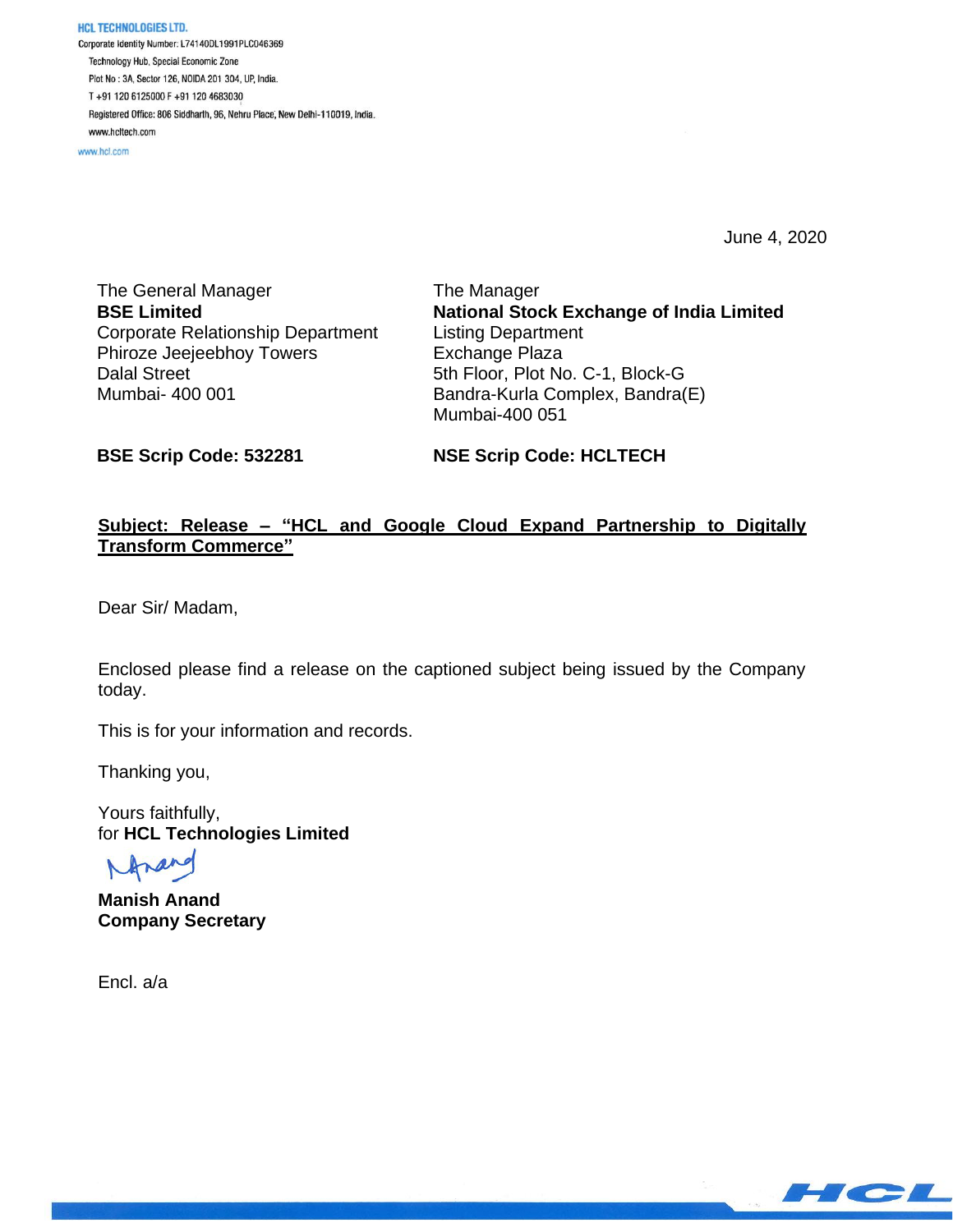**HCL TECHNOLOGIES LTD.**
Corporate Identity Number: L74140DL1991PLC046369
Technology Hub, Special Economic Zone
Plot No : 3A, Sector 126, NOIDA 201 304, UP, India.
T +91 120 6125000 F +91 120 4683030
Registered Office: 806 Siddharth, 96, Nehru Place, New Delhi-110019, India.
www.hcltech.com
www.hcl.com

June 4, 2020

The General Manager
**BSE Limited**
Corporate Relationship Department
Phiroze Jeejeebhoy Towers
Dalal Street
Mumbai- 400 001

The Manager
**National Stock Exchange of India Limited**
Listing Department
Exchange Plaza
5th Floor, Plot No. C-1, Block-G
Bandra-Kurla Complex, Bandra(E)
Mumbai-400 051

**BSE Scrip Code: 532281**

**NSE Scrip Code: HCLTECH**

**Subject: Release – "HCL and Google Cloud Expand Partnership to Digitally Transform Commerce"**

Dear Sir/ Madam,

Enclosed please find a release on the captioned subject being issued by the Company today.

This is for your information and records.

Thanking you,

Yours faithfully,
for **HCL Technologies Limited**

**Manish Anand**
**Company Secretary**

Encl. a/a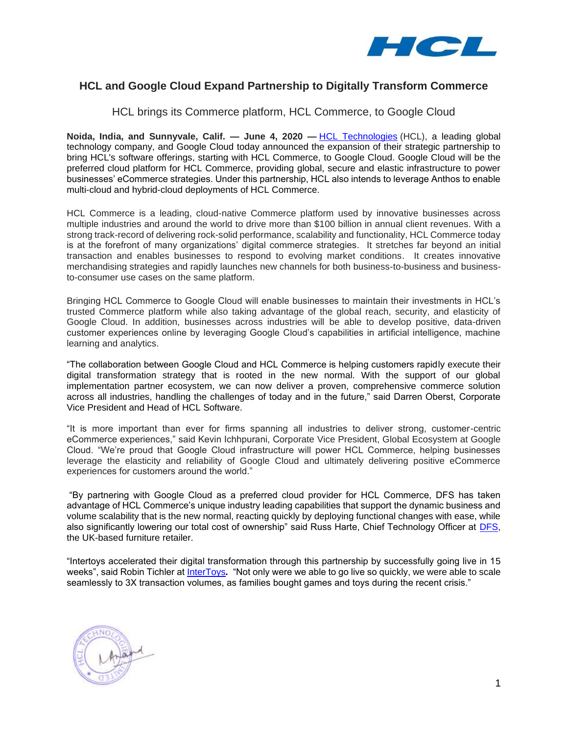## HCL and Google Cloud Expand Partnership to Digitally Transform Commerce

HCL brings its Commerce platform, HCL Commerce, to Google Cloud

**Noida, India, and Sunnyvale, Calif. — June 4, 2020 —** HCL Technologies (HCL), a leading global technology company, and Google Cloud today announced the expansion of their strategic partnership to bring HCL's software offerings, starting with HCL Commerce, to Google Cloud. Google Cloud will be the preferred cloud platform for HCL Commerce, providing global, secure and elastic infrastructure to power businesses' eCommerce strategies. Under this partnership, HCL also intends to leverage Anthos to enable multi-cloud and hybrid-cloud deployments of HCL Commerce.

HCL Commerce is a leading, cloud-native Commerce platform used by innovative businesses across multiple industries and around the world to drive more than $100 billion in annual client revenues. With a strong track-record of delivering rock-solid performance, scalability and functionality, HCL Commerce today is at the forefront of many organizations' digital commerce strategies. It stretches far beyond an initial transaction and enables businesses to respond to evolving market conditions. It creates innovative merchandising strategies and rapidly launches new channels for both business-to-business and business-to-consumer use cases on the same platform.

Bringing HCL Commerce to Google Cloud will enable businesses to maintain their investments in HCL's trusted Commerce platform while also taking advantage of the global reach, security, and elasticity of Google Cloud. In addition, businesses across industries will be able to develop positive, data-driven customer experiences online by leveraging Google Cloud's capabilities in artificial intelligence, machine learning and analytics.

"The collaboration between Google Cloud and HCL Commerce is helping customers rapidly execute their digital transformation strategy that is rooted in the new normal. With the support of our global implementation partner ecosystem, we can now deliver a proven, comprehensive commerce solution across all industries, handling the challenges of today and in the future," said Darren Oberst, Corporate Vice President and Head of HCL Software.

"It is more important than ever for firms spanning all industries to deliver strong, customer-centric eCommerce experiences," said Kevin Ichhpurani, Corporate Vice President, Global Ecosystem at Google Cloud. "We're proud that Google Cloud infrastructure will power HCL Commerce, helping businesses leverage the elasticity and reliability of Google Cloud and ultimately delivering positive eCommerce experiences for customers around the world."

"By partnering with Google Cloud as a preferred cloud provider for HCL Commerce, DFS has taken advantage of HCL Commerce's unique industry leading capabilities that support the dynamic business and volume scalability that is the new normal, reacting quickly by deploying functional changes with ease, while also significantly lowering our total cost of ownership" said Russ Harte, Chief Technology Officer at DFS, the UK-based furniture retailer.

"Intertoys accelerated their digital transformation through this partnership by successfully going live in 15 weeks", said Robin Tichler at InterToys. "Not only were we able to go live so quickly, we were able to scale seamlessly to 3X transaction volumes, as families bought games and toys during the recent crisis."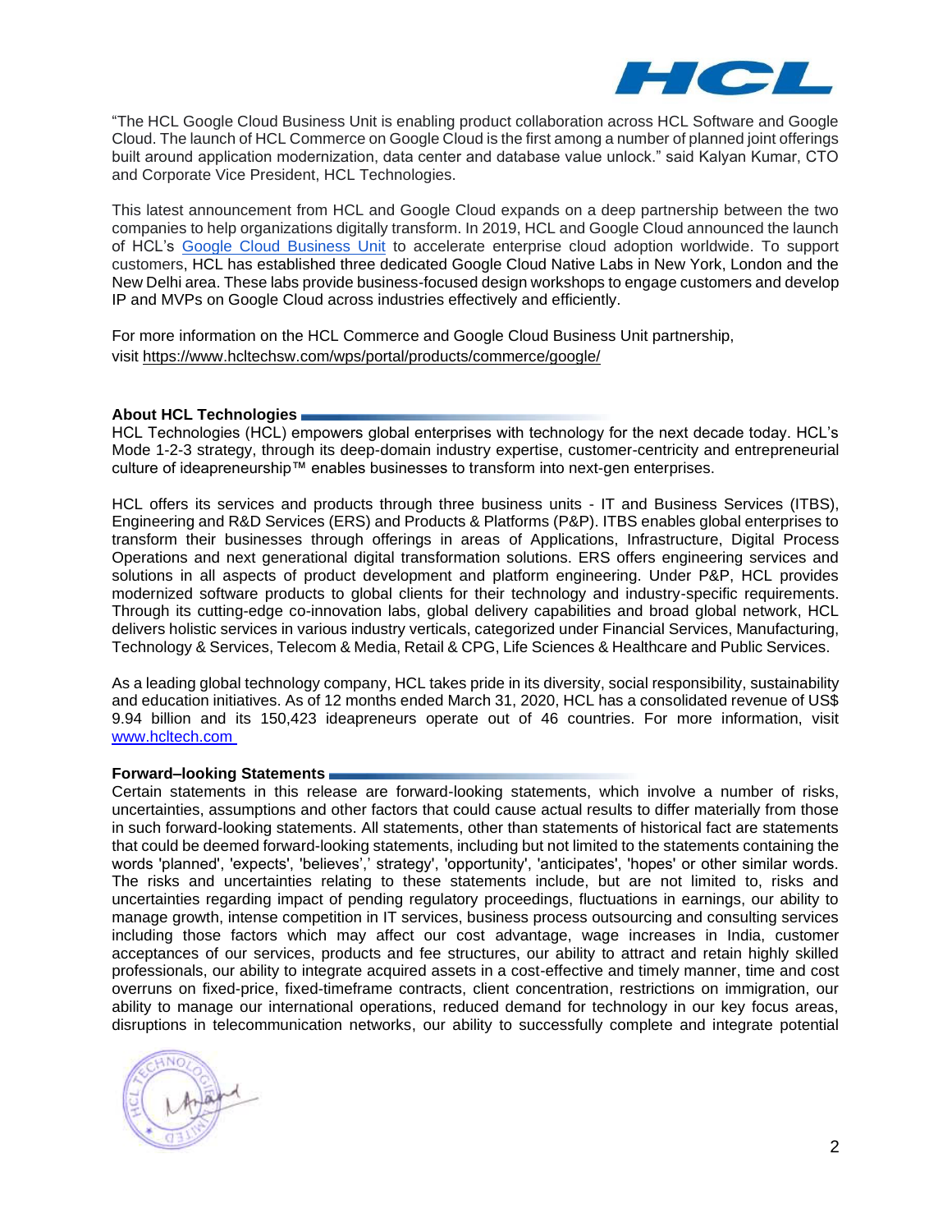"The HCL Google Cloud Business Unit is enabling product collaboration across HCL Software and Google Cloud. The launch of HCL Commerce on Google Cloud is the first among a number of planned joint offerings built around application modernization, data center and database value unlock." said Kalyan Kumar, CTO and Corporate Vice President, HCL Technologies.

This latest announcement from HCL and Google Cloud expands on a deep partnership between the two companies to help organizations digitally transform. In 2019, HCL and Google Cloud announced the launch of HCL's Google Cloud Business Unit to accelerate enterprise cloud adoption worldwide. To support customers, HCL has established three dedicated Google Cloud Native Labs in New York, London and the New Delhi area. These labs provide business-focused design workshops to engage customers and develop IP and MVPs on Google Cloud across industries effectively and efficiently.

For more information on the HCL Commerce and Google Cloud Business Unit partnership, visit https://www.hcltechsw.com/wps/portal/products/commerce/google/

**About HCL Technologies**

HCL Technologies (HCL) empowers global enterprises with technology for the next decade today. HCL's Mode 1-2-3 strategy, through its deep-domain industry expertise, customer-centricity and entrepreneurial culture of ideapreneurship™ enables businesses to transform into next-gen enterprises.

HCL offers its services and products through three business units - IT and Business Services (ITBS), Engineering and R&D Services (ERS) and Products & Platforms (P&P). ITBS enables global enterprises to transform their businesses through offerings in areas of Applications, Infrastructure, Digital Process Operations and next generational digital transformation solutions. ERS offers engineering services and solutions in all aspects of product development and platform engineering. Under P&P, HCL provides modernized software products to global clients for their technology and industry-specific requirements. Through its cutting-edge co-innovation labs, global delivery capabilities and broad global network, HCL delivers holistic services in various industry verticals, categorized under Financial Services, Manufacturing, Technology & Services, Telecom & Media, Retail & CPG, Life Sciences & Healthcare and Public Services.

As a leading global technology company, HCL takes pride in its diversity, social responsibility, sustainability and education initiatives. As of 12 months ended March 31, 2020, HCL has a consolidated revenue of US$ 9.94 billion and its 150,423 ideapreneurs operate out of 46 countries. For more information, visit www.hcltech.com

**Forward–looking Statements**

Certain statements in this release are forward-looking statements, which involve a number of risks, uncertainties, assumptions and other factors that could cause actual results to differ materially from those in such forward-looking statements. All statements, other than statements of historical fact are statements that could be deemed forward-looking statements, including but not limited to the statements containing the words 'planned', 'expects', 'believes',' strategy', 'opportunity', 'anticipates', 'hopes' or other similar words. The risks and uncertainties relating to these statements include, but are not limited to, risks and uncertainties regarding impact of pending regulatory proceedings, fluctuations in earnings, our ability to manage growth, intense competition in IT services, business process outsourcing and consulting services including those factors which may affect our cost advantage, wage increases in India, customer acceptances of our services, products and fee structures, our ability to attract and retain highly skilled professionals, our ability to integrate acquired assets in a cost-effective and timely manner, time and cost overruns on fixed-price, fixed-timeframe contracts, client concentration, restrictions on immigration, our ability to manage our international operations, reduced demand for technology in our key focus areas, disruptions in telecommunication networks, our ability to successfully complete and integrate potential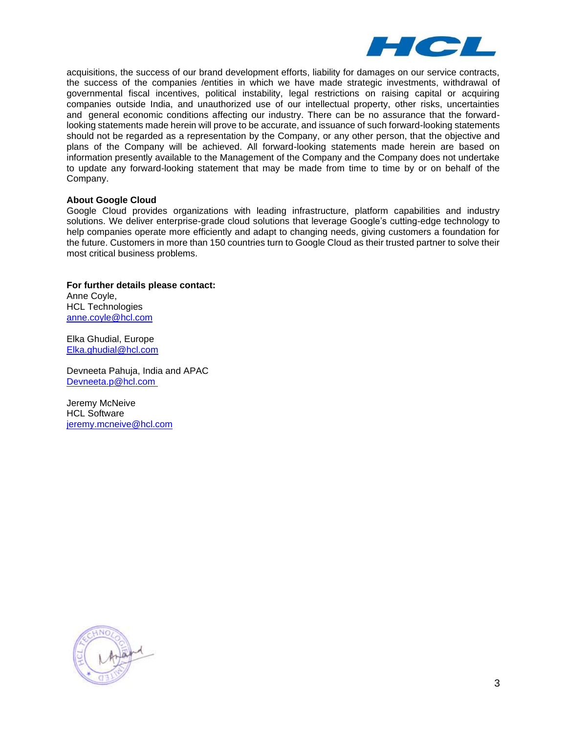acquisitions, the success of our brand development efforts, liability for damages on our service contracts, the success of the companies /entities in which we have made strategic investments, withdrawal of governmental fiscal incentives, political instability, legal restrictions on raising capital or acquiring companies outside India, and unauthorized use of our intellectual property, other risks, uncertainties and general economic conditions affecting our industry. There can be no assurance that the forward-looking statements made herein will prove to be accurate, and issuance of such forward-looking statements should not be regarded as a representation by the Company, or any other person, that the objective and plans of the Company will be achieved. All forward-looking statements made herein are based on information presently available to the Management of the Company and the Company does not undertake to update any forward-looking statement that may be made from time to time by or on behalf of the Company.

**About Google Cloud**

Google Cloud provides organizations with leading infrastructure, platform capabilities and industry solutions. We deliver enterprise-grade cloud solutions that leverage Google's cutting-edge technology to help companies operate more efficiently and adapt to changing needs, giving customers a foundation for the future. Customers in more than 150 countries turn to Google Cloud as their trusted partner to solve their most critical business problems.

**For further details please contact:**

Anne Coyle,
HCL Technologies
anne.coyle@hcl.com

Elka Ghudial, Europe
Elka.ghudial@hcl.com

Devneeta Pahuja, India and APAC
Devneeta.p@hcl.com

Jeremy McNeive
HCL Software
jeremy.mcneive@hcl.com